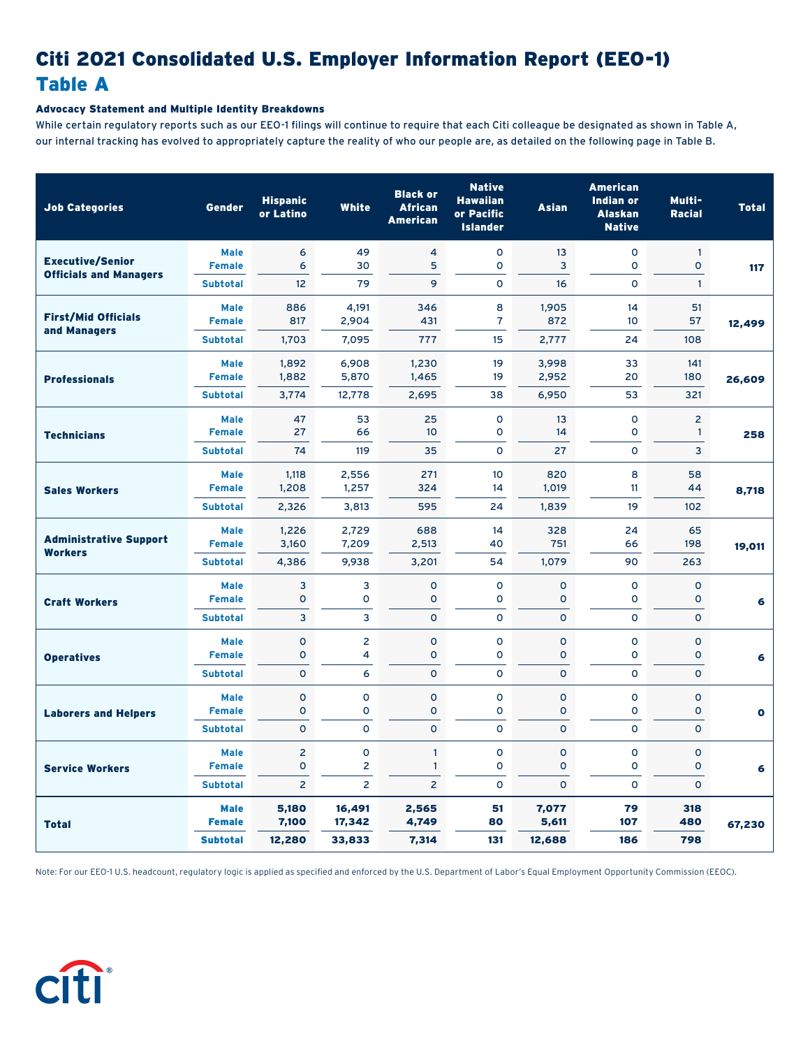# Citi 2021 Consolidated U.S. Employer Information Report (EEO-1)

## Table A

**Advocacy Statement and Multiple Identity Breakdowns**

While certain regulatory reports such as our EEO-1 filings will continue to require that each Citi colleague be designated as shown in Table A, our internal tracking has evolved to appropriately capture the reality of who our people are, as detailed on the following page in Table B.

| Job Categories | Gender | Hispanic or Latino | White | Black or African American | Native Hawaiian or Pacific Islander | Asian | American Indian or Alaskan Native | Multi-Racial | Total |
|---|---|---|---|---|---|---|---|---|---|
| Executive/Senior Officials and Managers | Male | 6 | 49 | 4 | 0 | 13 | 0 | 1 | 117 |
| | Female | 6 | 30 | 5 | 0 | 3 | 0 | 0 | |
| | Subtotal | 12 | 79 | 9 | 0 | 16 | 0 | 1 | |
| First/Mid Officials and Managers | Male | 886 | 4,191 | 346 | 8 | 1,905 | 14 | 51 | 12,499 |
| | Female | 817 | 2,904 | 431 | 7 | 872 | 10 | 57 | |
| | Subtotal | 1,703 | 7,095 | 777 | 15 | 2,777 | 24 | 108 | |
| Professionals | Male | 1,892 | 6,908 | 1,230 | 19 | 3,998 | 33 | 141 | 26,609 |
| | Female | 1,882 | 5,870 | 1,465 | 19 | 2,952 | 20 | 180 | |
| | Subtotal | 3,774 | 12,778 | 2,695 | 38 | 6,950 | 53 | 321 | |
| Technicians | Male | 47 | 53 | 25 | 0 | 13 | 0 | 2 | 258 |
| | Female | 27 | 66 | 10 | 0 | 14 | 0 | 1 | |
| | Subtotal | 74 | 119 | 35 | 0 | 27 | 0 | 3 | |
| Sales Workers | Male | 1,118 | 2,556 | 271 | 10 | 820 | 8 | 58 | 8,718 |
| | Female | 1,208 | 1,257 | 324 | 14 | 1,019 | 11 | 44 | |
| | Subtotal | 2,326 | 3,813 | 595 | 24 | 1,839 | 19 | 102 | |
| Administrative Support Workers | Male | 1,226 | 2,729 | 688 | 14 | 328 | 24 | 65 | 19,011 |
| | Female | 3,160 | 7,209 | 2,513 | 40 | 751 | 66 | 198 | |
| | Subtotal | 4,386 | 9,938 | 3,201 | 54 | 1,079 | 90 | 263 | |
| Craft Workers | Male | 3 | 3 | 0 | 0 | 0 | 0 | 0 | 6 |
| | Female | 0 | 0 | 0 | 0 | 0 | 0 | 0 | |
| | Subtotal | 3 | 3 | 0 | 0 | 0 | 0 | 0 | |
| Operatives | Male | 0 | 2 | 0 | 0 | 0 | 0 | 0 | 6 |
| | Female | 0 | 4 | 0 | 0 | 0 | 0 | 0 | |
| | Subtotal | 0 | 6 | 0 | 0 | 0 | 0 | 0 | |
| Laborers and Helpers | Male | 0 | 0 | 0 | 0 | 0 | 0 | 0 | 0 |
| | Female | 0 | 0 | 0 | 0 | 0 | 0 | 0 | |
| | Subtotal | 0 | 0 | 0 | 0 | 0 | 0 | 0 | |
| Service Workers | Male | 2 | 0 | 1 | 0 | 0 | 0 | 0 | 6 |
| | Female | 0 | 2 | 1 | 0 | 0 | 0 | 0 | |
| | Subtotal | 2 | 2 | 2 | 0 | 0 | 0 | 0 | |
| **Total** | **Male** | **5,180** | **16,491** | **2,565** | **51** | **7,077** | **79** | **318** | **67,230** |
| | **Female** | **7,100** | **17,342** | **4,749** | **80** | **5,611** | **107** | **480** | |
| | **Subtotal** | **12,280** | **33,833** | **7,314** | **131** | **12,688** | **186** | **798** | |

Note: For our EEO-1 U.S. headcount, regulatory logic is applied as specified and enforced by the U.S. Department of Labor's Equal Employment Opportunity Commission (EEOC).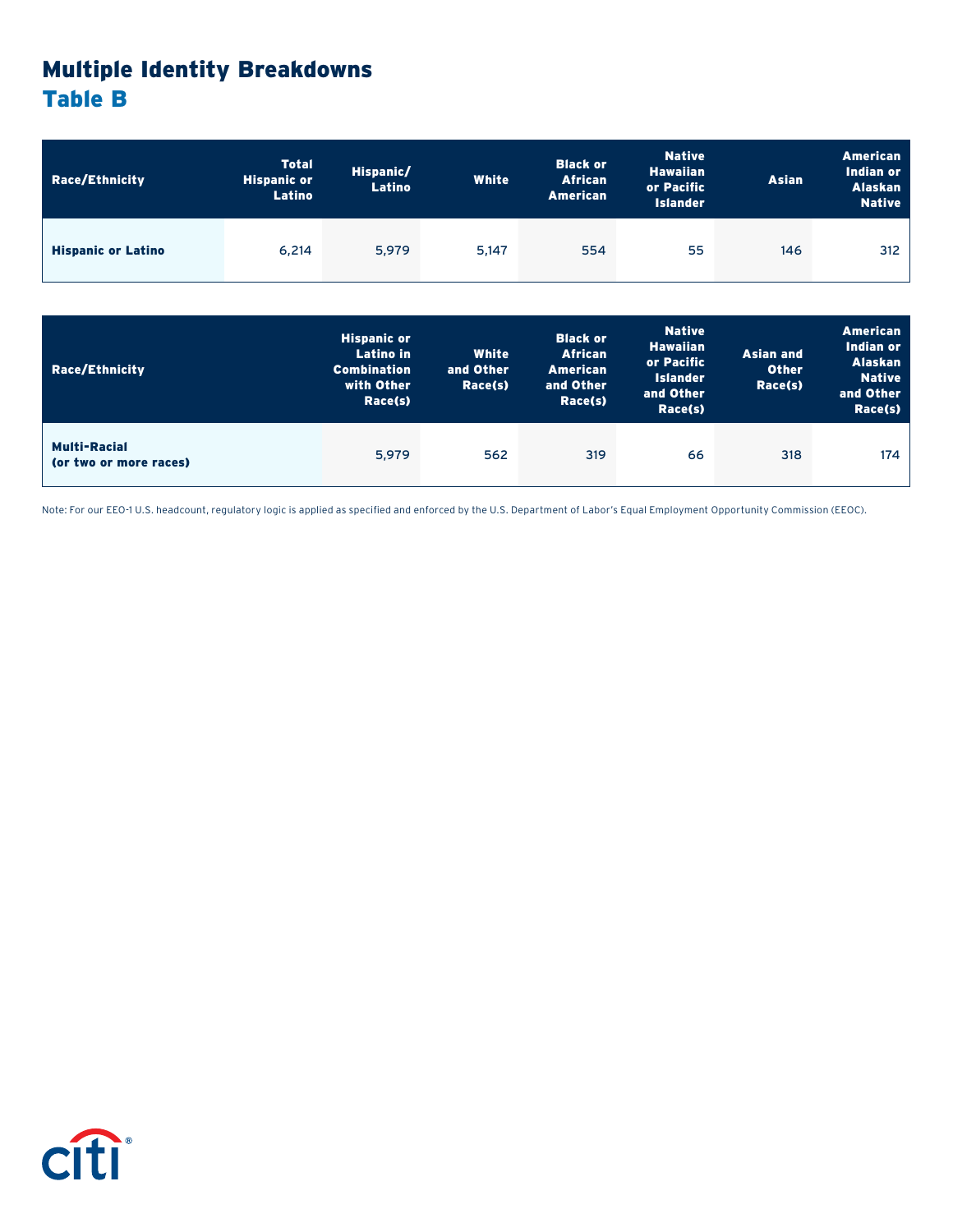# Multiple Identity Breakdowns

## Table B

| Race/Ethnicity | Total Hispanic or Latino | Hispanic/ Latino | White | Black or African American | Native Hawaiian or Pacific Islander | Asian | American Indian or Alaskan Native |
|---|---|---|---|---|---|---|---|
| **Hispanic or Latino** | 6,214 | 5,979 | 5,147 | 554 | 55 | 146 | 312 |

| Race/Ethnicity | Hispanic or Latino in Combination with Other Race(s) | White and Other Race(s) | Black or African American and Other Race(s) | Native Hawaiian or Pacific Islander and Other Race(s) | Asian and Other Race(s) | American Indian or Alaskan Native and Other Race(s) |
|---|---|---|---|---|---|---|
| **Multi-Racial (or two or more races)** | 5,979 | 562 | 319 | 66 | 318 | 174 |

Note: For our EEO-1 U.S. headcount, regulatory logic is applied as specified and enforced by the U.S. Department of Labor's Equal Employment Opportunity Commission (EEOC).